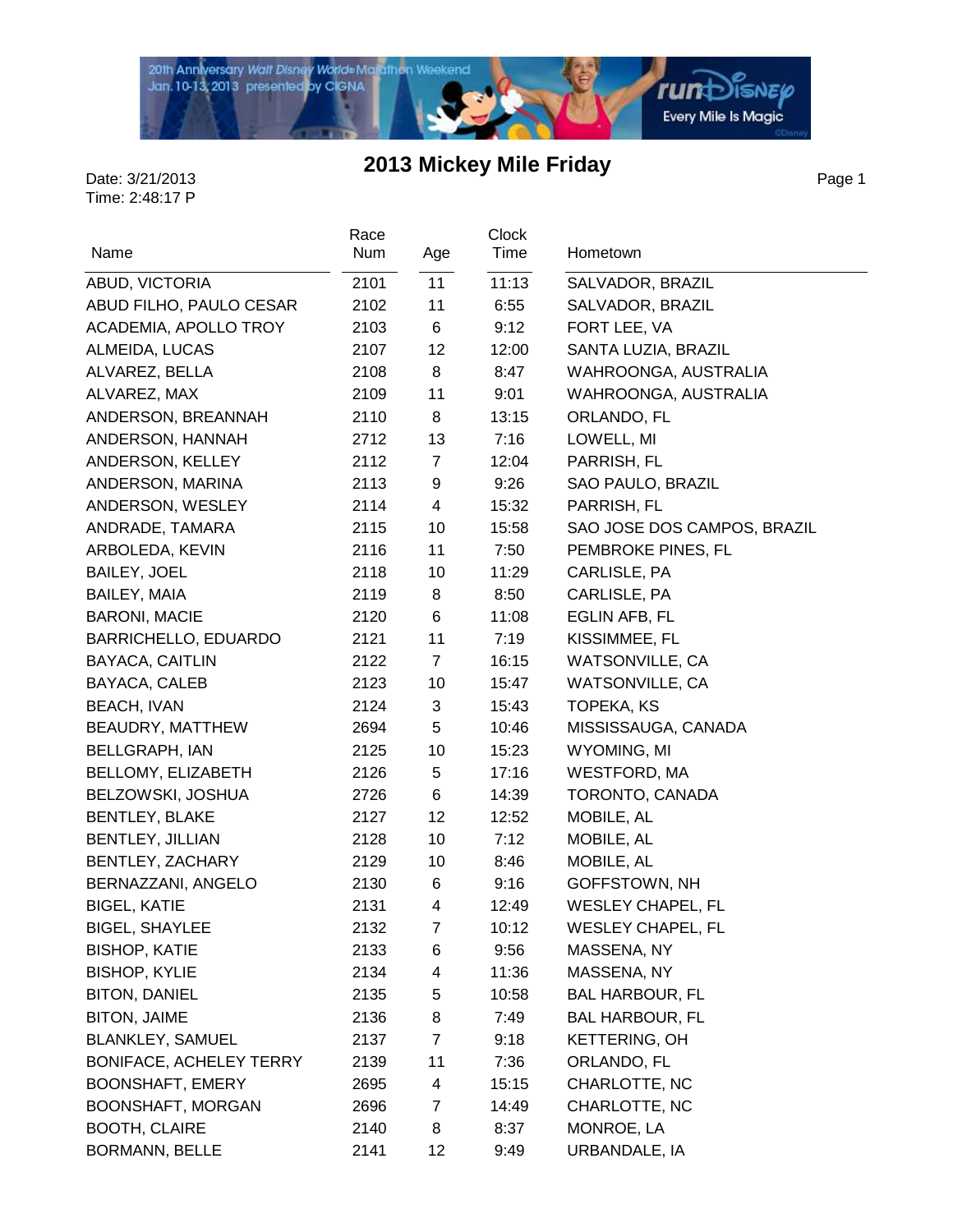# 2013 Mickey Mile Friday

Date: 3/21/2013
Time: 2:48:17 P

| Name | Race Num | Age | Clock Time | Hometown |
|---|---|---|---|---|
| ABUD, VICTORIA | 2101 | 11 | 11:13 | SALVADOR, BRAZIL |
| ABUD FILHO, PAULO CESAR | 2102 | 11 | 6:55 | SALVADOR, BRAZIL |
| ACADEMIA, APOLLO TROY | 2103 | 6 | 9:12 | FORT LEE, VA |
| ALMEIDA, LUCAS | 2107 | 12 | 12:00 | SANTA LUZIA, BRAZIL |
| ALVAREZ, BELLA | 2108 | 8 | 8:47 | WAHROONGA, AUSTRALIA |
| ALVAREZ, MAX | 2109 | 11 | 9:01 | WAHROONGA, AUSTRALIA |
| ANDERSON, BREANNAH | 2110 | 8 | 13:15 | ORLANDO, FL |
| ANDERSON, HANNAH | 2712 | 13 | 7:16 | LOWELL, MI |
| ANDERSON, KELLEY | 2112 | 7 | 12:04 | PARRISH, FL |
| ANDERSON, MARINA | 2113 | 9 | 9:26 | SAO PAULO, BRAZIL |
| ANDERSON, WESLEY | 2114 | 4 | 15:32 | PARRISH, FL |
| ANDRADE, TAMARA | 2115 | 10 | 15:58 | SAO JOSE DOS CAMPOS, BRAZIL |
| ARBOLEDA, KEVIN | 2116 | 11 | 7:50 | PEMBROKE PINES, FL |
| BAILEY, JOEL | 2118 | 10 | 11:29 | CARLISLE, PA |
| BAILEY, MAIA | 2119 | 8 | 8:50 | CARLISLE, PA |
| BARONI, MACIE | 2120 | 6 | 11:08 | EGLIN AFB, FL |
| BARRICHELLO, EDUARDO | 2121 | 11 | 7:19 | KISSIMMEE, FL |
| BAYACA, CAITLIN | 2122 | 7 | 16:15 | WATSONVILLE, CA |
| BAYACA, CALEB | 2123 | 10 | 15:47 | WATSONVILLE, CA |
| BEACH, IVAN | 2124 | 3 | 15:43 | TOPEKA, KS |
| BEAUDRY, MATTHEW | 2694 | 5 | 10:46 | MISSISSAUGA, CANADA |
| BELLGRAPH, IAN | 2125 | 10 | 15:23 | WYOMING, MI |
| BELLOMY, ELIZABETH | 2126 | 5 | 17:16 | WESTFORD, MA |
| BELZOWSKI, JOSHUA | 2726 | 6 | 14:39 | TORONTO, CANADA |
| BENTLEY, BLAKE | 2127 | 12 | 12:52 | MOBILE, AL |
| BENTLEY, JILLIAN | 2128 | 10 | 7:12 | MOBILE, AL |
| BENTLEY, ZACHARY | 2129 | 10 | 8:46 | MOBILE, AL |
| BERNAZZANI, ANGELO | 2130 | 6 | 9:16 | GOFFSTOWN, NH |
| BIGEL, KATIE | 2131 | 4 | 12:49 | WESLEY CHAPEL, FL |
| BIGEL, SHAYLEE | 2132 | 7 | 10:12 | WESLEY CHAPEL, FL |
| BISHOP, KATIE | 2133 | 6 | 9:56 | MASSENA, NY |
| BISHOP, KYLIE | 2134 | 4 | 11:36 | MASSENA, NY |
| BITON, DANIEL | 2135 | 5 | 10:58 | BAL HARBOUR, FL |
| BITON, JAIME | 2136 | 8 | 7:49 | BAL HARBOUR, FL |
| BLANKLEY, SAMUEL | 2137 | 7 | 9:18 | KETTERING, OH |
| BONIFACE, ACHELEY TERRY | 2139 | 11 | 7:36 | ORLANDO, FL |
| BOONSHAFT, EMERY | 2695 | 4 | 15:15 | CHARLOTTE, NC |
| BOONSHAFT, MORGAN | 2696 | 7 | 14:49 | CHARLOTTE, NC |
| BOOTH, CLAIRE | 2140 | 8 | 8:37 | MONROE, LA |
| BORMANN, BELLE | 2141 | 12 | 9:49 | URBANDALE, IA |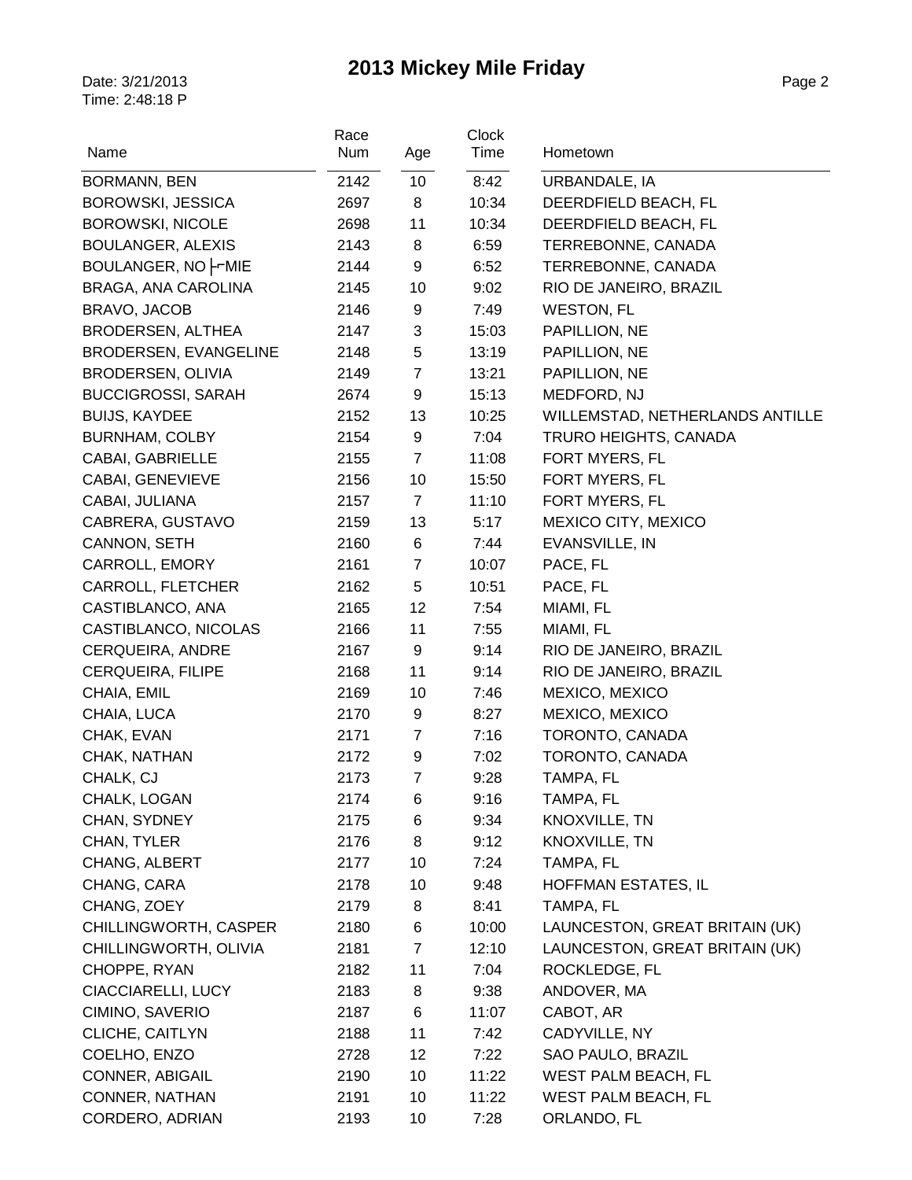# 2013 Mickey Mile Friday

Date: 3/21/2013
Time: 2:48:18 P

| Name | Race Num | Age | Clock Time | Hometown |
|---|---|---|---|---|
| BORMANN, BEN | 2142 | 10 | 8:42 | URBANDALE, IA |
| BOROWSKI, JESSICA | 2697 | 8 | 10:34 | DEERDFIELD BEACH, FL |
| BOROWSKI, NICOLE | 2698 | 11 | 10:34 | DEERDFIELD BEACH, FL |
| BOULANGER, ALEXIS | 2143 | 8 | 6:59 | TERREBONNE, CANADA |
| BOULANGER, NO├MIE | 2144 | 9 | 6:52 | TERREBONNE, CANADA |
| BRAGA, ANA CAROLINA | 2145 | 10 | 9:02 | RIO DE JANEIRO, BRAZIL |
| BRAVO, JACOB | 2146 | 9 | 7:49 | WESTON, FL |
| BRODERSEN, ALTHEA | 2147 | 3 | 15:03 | PAPILLION, NE |
| BRODERSEN, EVANGELINE | 2148 | 5 | 13:19 | PAPILLION, NE |
| BRODERSEN, OLIVIA | 2149 | 7 | 13:21 | PAPILLION, NE |
| BUCCIGROSSI, SARAH | 2674 | 9 | 15:13 | MEDFORD, NJ |
| BUIJS, KAYDEE | 2152 | 13 | 10:25 | WILLEMSTAD, NETHERLANDS ANTILLE |
| BURNHAM, COLBY | 2154 | 9 | 7:04 | TRURO HEIGHTS, CANADA |
| CABAI, GABRIELLE | 2155 | 7 | 11:08 | FORT MYERS, FL |
| CABAI, GENEVIEVE | 2156 | 10 | 15:50 | FORT MYERS, FL |
| CABAI, JULIANA | 2157 | 7 | 11:10 | FORT MYERS, FL |
| CABRERA, GUSTAVO | 2159 | 13 | 5:17 | MEXICO CITY, MEXICO |
| CANNON, SETH | 2160 | 6 | 7:44 | EVANSVILLE, IN |
| CARROLL, EMORY | 2161 | 7 | 10:07 | PACE, FL |
| CARROLL, FLETCHER | 2162 | 5 | 10:51 | PACE, FL |
| CASTIBLANCO, ANA | 2165 | 12 | 7:54 | MIAMI, FL |
| CASTIBLANCO, NICOLAS | 2166 | 11 | 7:55 | MIAMI, FL |
| CERQUEIRA, ANDRE | 2167 | 9 | 9:14 | RIO DE JANEIRO, BRAZIL |
| CERQUEIRA, FILIPE | 2168 | 11 | 9:14 | RIO DE JANEIRO, BRAZIL |
| CHAIA, EMIL | 2169 | 10 | 7:46 | MEXICO, MEXICO |
| CHAIA, LUCA | 2170 | 9 | 8:27 | MEXICO, MEXICO |
| CHAK, EVAN | 2171 | 7 | 7:16 | TORONTO, CANADA |
| CHAK, NATHAN | 2172 | 9 | 7:02 | TORONTO, CANADA |
| CHALK, CJ | 2173 | 7 | 9:28 | TAMPA, FL |
| CHALK, LOGAN | 2174 | 6 | 9:16 | TAMPA, FL |
| CHAN, SYDNEY | 2175 | 6 | 9:34 | KNOXVILLE, TN |
| CHAN, TYLER | 2176 | 8 | 9:12 | KNOXVILLE, TN |
| CHANG, ALBERT | 2177 | 10 | 7:24 | TAMPA, FL |
| CHANG, CARA | 2178 | 10 | 9:48 | HOFFMAN ESTATES, IL |
| CHANG, ZOEY | 2179 | 8 | 8:41 | TAMPA, FL |
| CHILLINGWORTH, CASPER | 2180 | 6 | 10:00 | LAUNCESTON, GREAT BRITAIN (UK) |
| CHILLINGWORTH, OLIVIA | 2181 | 7 | 12:10 | LAUNCESTON, GREAT BRITAIN (UK) |
| CHOPPE, RYAN | 2182 | 11 | 7:04 | ROCKLEDGE, FL |
| CIACCIARELLI, LUCY | 2183 | 8 | 9:38 | ANDOVER, MA |
| CIMINO, SAVERIO | 2187 | 6 | 11:07 | CABOT, AR |
| CLICHE, CAITLYN | 2188 | 11 | 7:42 | CADYVILLE, NY |
| COELHO, ENZO | 2728 | 12 | 7:22 | SAO PAULO, BRAZIL |
| CONNER, ABIGAIL | 2190 | 10 | 11:22 | WEST PALM BEACH, FL |
| CONNER, NATHAN | 2191 | 10 | 11:22 | WEST PALM BEACH, FL |
| CORDERO, ADRIAN | 2193 | 10 | 7:28 | ORLANDO, FL |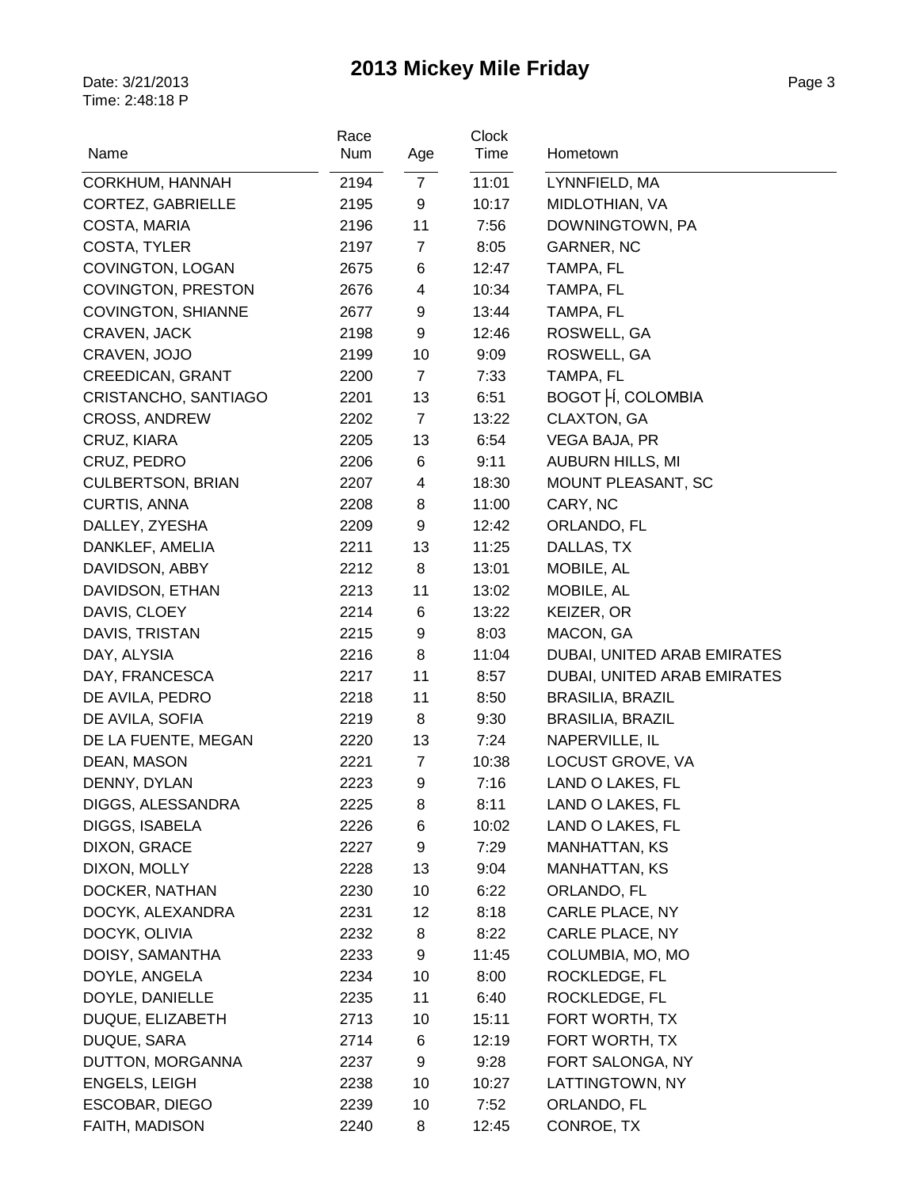# 2013 Mickey Mile Friday

Date: 3/21/2013
Time: 2:48:18 P

| Name | Race Num | Age | Clock Time | Hometown |
|---|---|---|---|---|
| CORKHUM, HANNAH | 2194 | 7 | 11:01 | LYNNFIELD, MA |
| CORTEZ, GABRIELLE | 2195 | 9 | 10:17 | MIDLOTHIAN, VA |
| COSTA, MARIA | 2196 | 11 | 7:56 | DOWNINGTOWN, PA |
| COSTA, TYLER | 2197 | 7 | 8:05 | GARNER, NC |
| COVINGTON, LOGAN | 2675 | 6 | 12:47 | TAMPA, FL |
| COVINGTON, PRESTON | 2676 | 4 | 10:34 | TAMPA, FL |
| COVINGTON, SHIANNE | 2677 | 9 | 13:44 | TAMPA, FL |
| CRAVEN, JACK | 2198 | 9 | 12:46 | ROSWELL, GA |
| CRAVEN, JOJO | 2199 | 10 | 9:09 | ROSWELL, GA |
| CREEDICAN, GRANT | 2200 | 7 | 7:33 | TAMPA, FL |
| CRISTANCHO, SANTIAGO | 2201 | 13 | 6:51 | BOGOT ├Í, COLOMBIA |
| CROSS, ANDREW | 2202 | 7 | 13:22 | CLAXTON, GA |
| CRUZ, KIARA | 2205 | 13 | 6:54 | VEGA BAJA, PR |
| CRUZ, PEDRO | 2206 | 6 | 9:11 | AUBURN HILLS, MI |
| CULBERTSON, BRIAN | 2207 | 4 | 18:30 | MOUNT PLEASANT, SC |
| CURTIS, ANNA | 2208 | 8 | 11:00 | CARY, NC |
| DALLEY, ZYESHA | 2209 | 9 | 12:42 | ORLANDO, FL |
| DANKLEF, AMELIA | 2211 | 13 | 11:25 | DALLAS, TX |
| DAVIDSON, ABBY | 2212 | 8 | 13:01 | MOBILE, AL |
| DAVIDSON, ETHAN | 2213 | 11 | 13:02 | MOBILE, AL |
| DAVIS, CLOEY | 2214 | 6 | 13:22 | KEIZER, OR |
| DAVIS, TRISTAN | 2215 | 9 | 8:03 | MACON, GA |
| DAY, ALYSIA | 2216 | 8 | 11:04 | DUBAI, UNITED ARAB EMIRATES |
| DAY, FRANCESCA | 2217 | 11 | 8:57 | DUBAI, UNITED ARAB EMIRATES |
| DE AVILA, PEDRO | 2218 | 11 | 8:50 | BRASILIA, BRAZIL |
| DE AVILA, SOFIA | 2219 | 8 | 9:30 | BRASILIA, BRAZIL |
| DE LA FUENTE, MEGAN | 2220 | 13 | 7:24 | NAPERVILLE, IL |
| DEAN, MASON | 2221 | 7 | 10:38 | LOCUST GROVE, VA |
| DENNY, DYLAN | 2223 | 9 | 7:16 | LAND O LAKES, FL |
| DIGGS, ALESSANDRA | 2225 | 8 | 8:11 | LAND O LAKES, FL |
| DIGGS, ISABELA | 2226 | 6 | 10:02 | LAND O LAKES, FL |
| DIXON, GRACE | 2227 | 9 | 7:29 | MANHATTAN, KS |
| DIXON, MOLLY | 2228 | 13 | 9:04 | MANHATTAN, KS |
| DOCKER, NATHAN | 2230 | 10 | 6:22 | ORLANDO, FL |
| DOCYK, ALEXANDRA | 2231 | 12 | 8:18 | CARLE PLACE, NY |
| DOCYK, OLIVIA | 2232 | 8 | 8:22 | CARLE PLACE, NY |
| DOISY, SAMANTHA | 2233 | 9 | 11:45 | COLUMBIA, MO, MO |
| DOYLE, ANGELA | 2234 | 10 | 8:00 | ROCKLEDGE, FL |
| DOYLE, DANIELLE | 2235 | 11 | 6:40 | ROCKLEDGE, FL |
| DUQUE, ELIZABETH | 2713 | 10 | 15:11 | FORT WORTH, TX |
| DUQUE, SARA | 2714 | 6 | 12:19 | FORT WORTH, TX |
| DUTTON, MORGANNA | 2237 | 9 | 9:28 | FORT SALONGA, NY |
| ENGELS, LEIGH | 2238 | 10 | 10:27 | LATTINGTOWN, NY |
| ESCOBAR, DIEGO | 2239 | 10 | 7:52 | ORLANDO, FL |
| FAITH, MADISON | 2240 | 8 | 12:45 | CONROE, TX |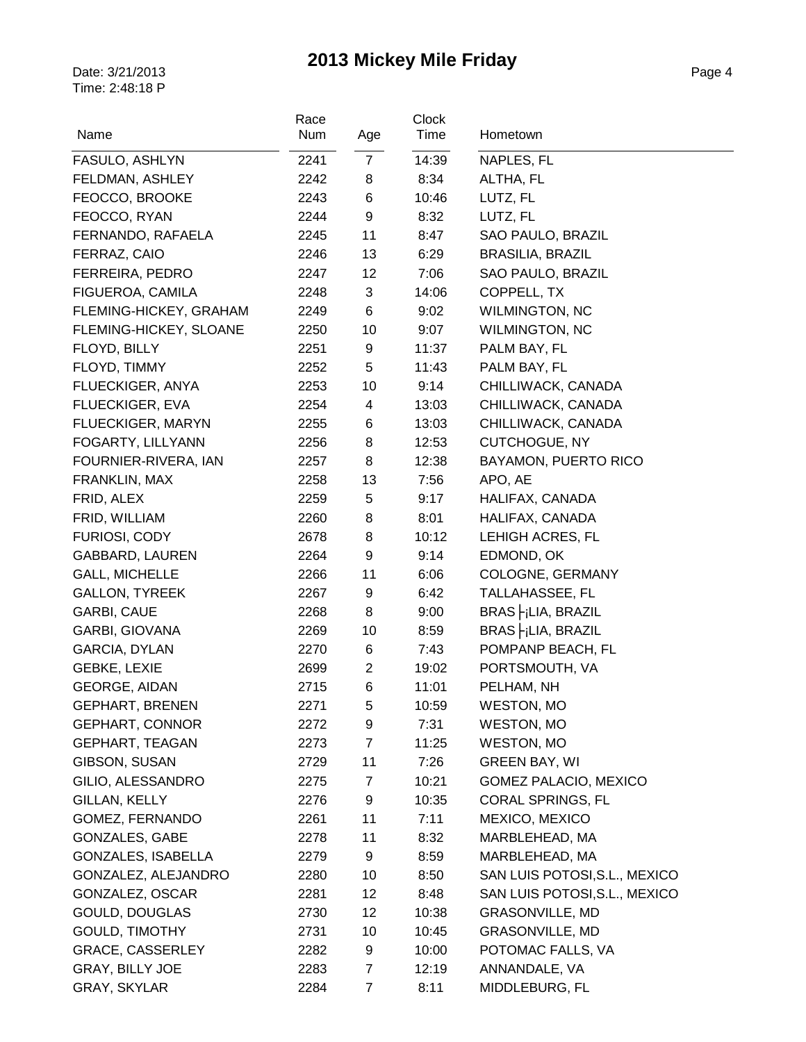# 2013 Mickey Mile Friday

Date: 3/21/2013
Time: 2:48:18 P

| Name | Race Num | Age | Clock Time | Hometown |
|---|---|---|---|---|
| FASULO, ASHLYN | 2241 | 7 | 14:39 | NAPLES, FL |
| FELDMAN, ASHLEY | 2242 | 8 | 8:34 | ALTHA, FL |
| FEOCCO, BROOKE | 2243 | 6 | 10:46 | LUTZ, FL |
| FEOCCO, RYAN | 2244 | 9 | 8:32 | LUTZ, FL |
| FERNANDO, RAFAELA | 2245 | 11 | 8:47 | SAO PAULO, BRAZIL |
| FERRAZ, CAIO | 2246 | 13 | 6:29 | BRASILIA, BRAZIL |
| FERREIRA, PEDRO | 2247 | 12 | 7:06 | SAO PAULO, BRAZIL |
| FIGUEROA, CAMILA | 2248 | 3 | 14:06 | COPPELL, TX |
| FLEMING-HICKEY, GRAHAM | 2249 | 6 | 9:02 | WILMINGTON, NC |
| FLEMING-HICKEY, SLOANE | 2250 | 10 | 9:07 | WILMINGTON, NC |
| FLOYD, BILLY | 2251 | 9 | 11:37 | PALM BAY, FL |
| FLOYD, TIMMY | 2252 | 5 | 11:43 | PALM BAY, FL |
| FLUECKIGER, ANYA | 2253 | 10 | 9:14 | CHILLIWACK, CANADA |
| FLUECKIGER, EVA | 2254 | 4 | 13:03 | CHILLIWACK, CANADA |
| FLUECKIGER, MARYN | 2255 | 6 | 13:03 | CHILLIWACK, CANADA |
| FOGARTY, LILLYANN | 2256 | 8 | 12:53 | CUTCHOGUE, NY |
| FOURNIER-RIVERA, IAN | 2257 | 8 | 12:38 | BAYAMON, PUERTO RICO |
| FRANKLIN, MAX | 2258 | 13 | 7:56 | APO, AE |
| FRID, ALEX | 2259 | 5 | 9:17 | HALIFAX, CANADA |
| FRID, WILLIAM | 2260 | 8 | 8:01 | HALIFAX, CANADA |
| FURIOSI, CODY | 2678 | 8 | 10:12 | LEHIGH ACRES, FL |
| GABBARD, LAUREN | 2264 | 9 | 9:14 | EDMOND, OK |
| GALL, MICHELLE | 2266 | 11 | 6:06 | COLOGNE, GERMANY |
| GALLON, TYREEK | 2267 | 9 | 6:42 | TALLAHASSEE, FL |
| GARBI, CAUE | 2268 | 8 | 9:00 | BRAS├¡LIA, BRAZIL |
| GARBI, GIOVANA | 2269 | 10 | 8:59 | BRAS├¡LIA, BRAZIL |
| GARCIA, DYLAN | 2270 | 6 | 7:43 | POMPANP BEACH, FL |
| GEBKE, LEXIE | 2699 | 2 | 19:02 | PORTSMOUTH, VA |
| GEORGE, AIDAN | 2715 | 6 | 11:01 | PELHAM, NH |
| GEPHART, BRENEN | 2271 | 5 | 10:59 | WESTON, MO |
| GEPHART, CONNOR | 2272 | 9 | 7:31 | WESTON, MO |
| GEPHART, TEAGAN | 2273 | 7 | 11:25 | WESTON, MO |
| GIBSON, SUSAN | 2729 | 11 | 7:26 | GREEN BAY, WI |
| GILIO, ALESSANDRO | 2275 | 7 | 10:21 | GOMEZ PALACIO, MEXICO |
| GILLAN, KELLY | 2276 | 9 | 10:35 | CORAL SPRINGS, FL |
| GOMEZ, FERNANDO | 2261 | 11 | 7:11 | MEXICO, MEXICO |
| GONZALES, GABE | 2278 | 11 | 8:32 | MARBLEHEAD, MA |
| GONZALES, ISABELLA | 2279 | 9 | 8:59 | MARBLEHEAD, MA |
| GONZALEZ, ALEJANDRO | 2280 | 10 | 8:50 | SAN LUIS POTOSI,S.L., MEXICO |
| GONZALEZ, OSCAR | 2281 | 12 | 8:48 | SAN LUIS POTOSI,S.L., MEXICO |
| GOULD, DOUGLAS | 2730 | 12 | 10:38 | GRASONVILLE, MD |
| GOULD, TIMOTHY | 2731 | 10 | 10:45 | GRASONVILLE, MD |
| GRACE, CASSERLEY | 2282 | 9 | 10:00 | POTOMAC FALLS, VA |
| GRAY, BILLY JOE | 2283 | 7 | 12:19 | ANNANDALE, VA |
| GRAY, SKYLAR | 2284 | 7 | 8:11 | MIDDLEBURG, FL |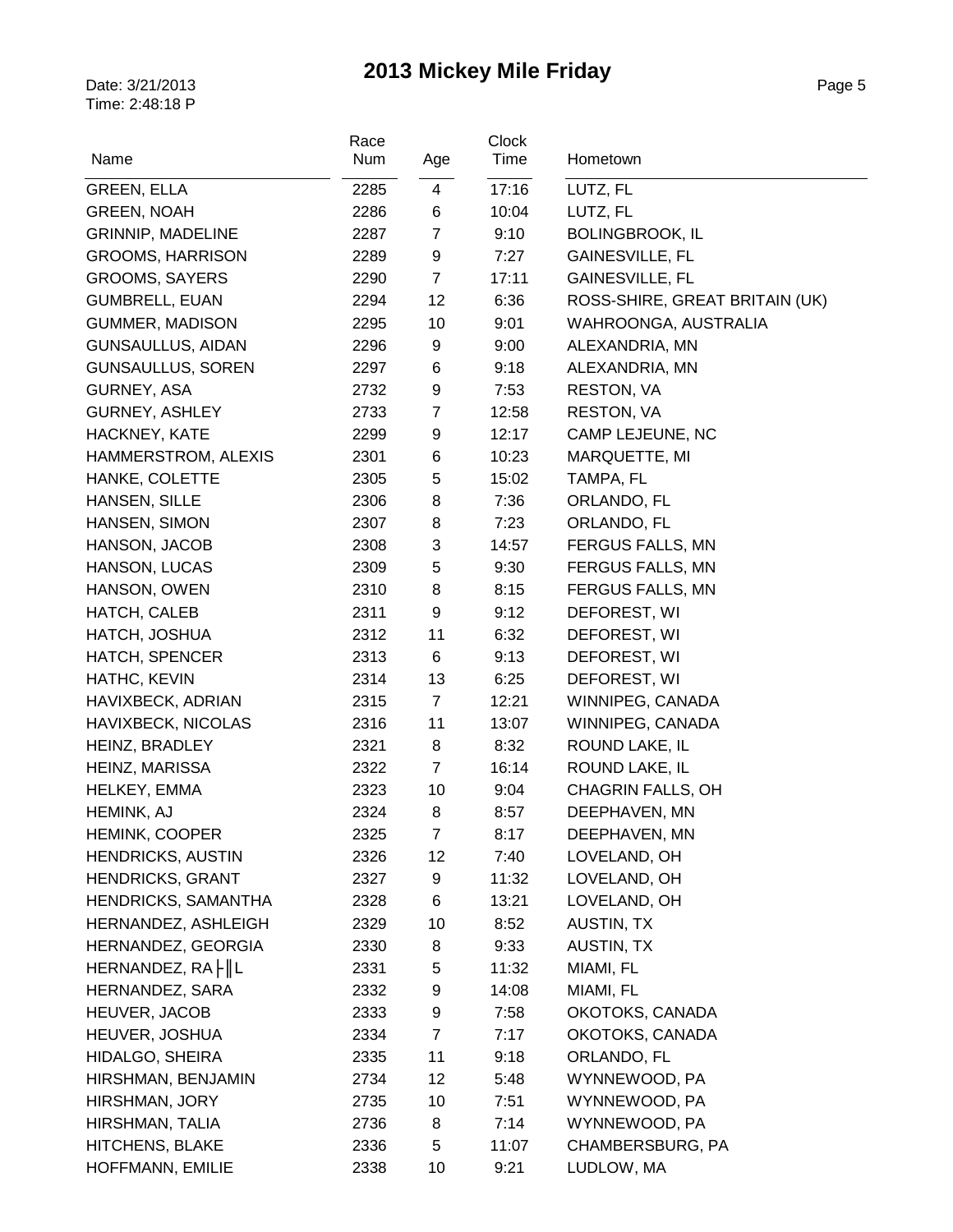# 2013 Mickey Mile Friday

Date: 3/21/2013
Time: 2:48:18 P

| Name | Race Num | Age | Clock Time | Hometown |
|---|---|---|---|---|
| GREEN, ELLA | 2285 | 4 | 17:16 | LUTZ, FL |
| GREEN, NOAH | 2286 | 6 | 10:04 | LUTZ, FL |
| GRINNIP, MADELINE | 2287 | 7 | 9:10 | BOLINGBROOK, IL |
| GROOMS, HARRISON | 2289 | 9 | 7:27 | GAINESVILLE, FL |
| GROOMS, SAYERS | 2290 | 7 | 17:11 | GAINESVILLE, FL |
| GUMBRELL, EUAN | 2294 | 12 | 6:36 | ROSS-SHIRE, GREAT BRITAIN (UK) |
| GUMMER, MADISON | 2295 | 10 | 9:01 | WAHROONGA, AUSTRALIA |
| GUNSAULLUS, AIDAN | 2296 | 9 | 9:00 | ALEXANDRIA, MN |
| GUNSAULLUS, SOREN | 2297 | 6 | 9:18 | ALEXANDRIA, MN |
| GURNEY, ASA | 2732 | 9 | 7:53 | RESTON, VA |
| GURNEY, ASHLEY | 2733 | 7 | 12:58 | RESTON, VA |
| HACKNEY, KATE | 2299 | 9 | 12:17 | CAMP LEJEUNE, NC |
| HAMMERSTROM, ALEXIS | 2301 | 6 | 10:23 | MARQUETTE, MI |
| HANKE, COLETTE | 2305 | 5 | 15:02 | TAMPA, FL |
| HANSEN, SILLE | 2306 | 8 | 7:36 | ORLANDO, FL |
| HANSEN, SIMON | 2307 | 8 | 7:23 | ORLANDO, FL |
| HANSON, JACOB | 2308 | 3 | 14:57 | FERGUS FALLS, MN |
| HANSON, LUCAS | 2309 | 5 | 9:30 | FERGUS FALLS, MN |
| HANSON, OWEN | 2310 | 8 | 8:15 | FERGUS FALLS, MN |
| HATCH, CALEB | 2311 | 9 | 9:12 | DEFOREST, WI |
| HATCH, JOSHUA | 2312 | 11 | 6:32 | DEFOREST, WI |
| HATCH, SPENCER | 2313 | 6 | 9:13 | DEFOREST, WI |
| HATHC, KEVIN | 2314 | 13 | 6:25 | DEFOREST, WI |
| HAVIXBECK, ADRIAN | 2315 | 7 | 12:21 | WINNIPEG, CANADA |
| HAVIXBECK, NICOLAS | 2316 | 11 | 13:07 | WINNIPEG, CANADA |
| HEINZ, BRADLEY | 2321 | 8 | 8:32 | ROUND LAKE, IL |
| HEINZ, MARISSA | 2322 | 7 | 16:14 | ROUND LAKE, IL |
| HELKEY, EMMA | 2323 | 10 | 9:04 | CHAGRIN FALLS, OH |
| HEMINK, AJ | 2324 | 8 | 8:57 | DEEPHAVEN, MN |
| HEMINK, COOPER | 2325 | 7 | 8:17 | DEEPHAVEN, MN |
| HENDRICKS, AUSTIN | 2326 | 12 | 7:40 | LOVELAND, OH |
| HENDRICKS, GRANT | 2327 | 9 | 11:32 | LOVELAND, OH |
| HENDRICKS, SAMANTHA | 2328 | 6 | 13:21 | LOVELAND, OH |
| HERNANDEZ, ASHLEIGH | 2329 | 10 | 8:52 | AUSTIN, TX |
| HERNANDEZ, GEORGIA | 2330 | 8 | 9:33 | AUSTIN, TX |
| HERNANDEZ, RA├║L | 2331 | 5 | 11:32 | MIAMI, FL |
| HERNANDEZ, SARA | 2332 | 9 | 14:08 | MIAMI, FL |
| HEUVER, JACOB | 2333 | 9 | 7:58 | OKOTOKS, CANADA |
| HEUVER, JOSHUA | 2334 | 7 | 7:17 | OKOTOKS, CANADA |
| HIDALGO, SHEIRA | 2335 | 11 | 9:18 | ORLANDO, FL |
| HIRSHMAN, BENJAMIN | 2734 | 12 | 5:48 | WYNNEWOOD, PA |
| HIRSHMAN, JORY | 2735 | 10 | 7:51 | WYNNEWOOD, PA |
| HIRSHMAN, TALIA | 2736 | 8 | 7:14 | WYNNEWOOD, PA |
| HITCHENS, BLAKE | 2336 | 5 | 11:07 | CHAMBERSBURG, PA |
| HOFFMANN, EMILIE | 2338 | 10 | 9:21 | LUDLOW, MA |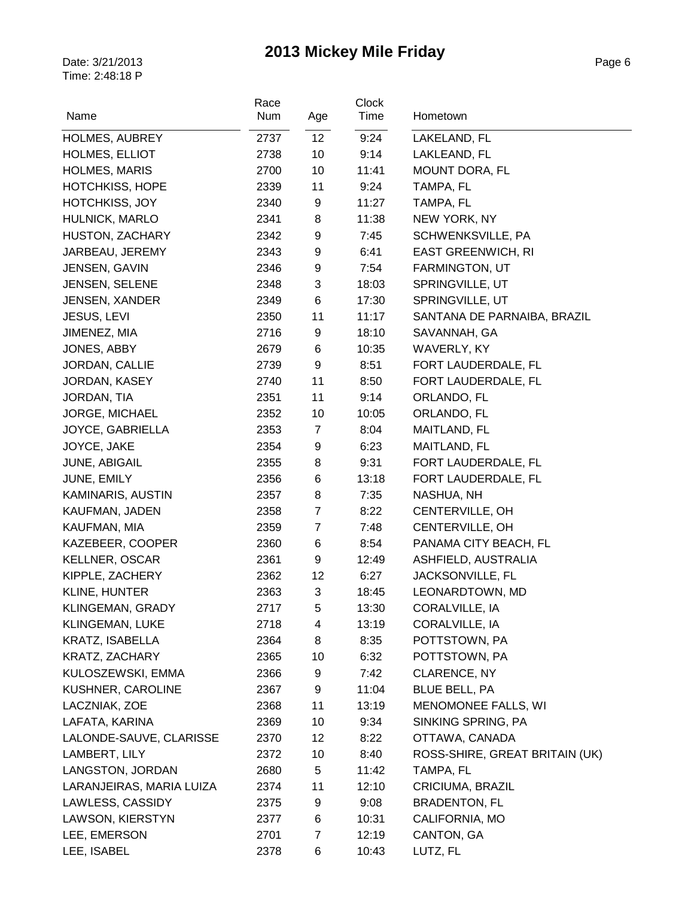# 2013 Mickey Mile Friday

Date: 3/21/2013
Time: 2:48:18 P

| Name | Race Num | Age | Clock Time | Hometown |
|---|---|---|---|---|
| HOLMES, AUBREY | 2737 | 12 | 9:24 | LAKELAND, FL |
| HOLMES, ELLIOT | 2738 | 10 | 9:14 | LAKLEAND, FL |
| HOLMES, MARIS | 2700 | 10 | 11:41 | MOUNT DORA, FL |
| HOTCHKISS, HOPE | 2339 | 11 | 9:24 | TAMPA, FL |
| HOTCHKISS, JOY | 2340 | 9 | 11:27 | TAMPA, FL |
| HULNICK, MARLO | 2341 | 8 | 11:38 | NEW YORK, NY |
| HUSTON, ZACHARY | 2342 | 9 | 7:45 | SCHWENKSVILLE, PA |
| JARBEAU, JEREMY | 2343 | 9 | 6:41 | EAST GREENWICH, RI |
| JENSEN, GAVIN | 2346 | 9 | 7:54 | FARMINGTON, UT |
| JENSEN, SELENE | 2348 | 3 | 18:03 | SPRINGVILLE, UT |
| JENSEN, XANDER | 2349 | 6 | 17:30 | SPRINGVILLE, UT |
| JESUS, LEVI | 2350 | 11 | 11:17 | SANTANA DE PARNAIBA, BRAZIL |
| JIMENEZ, MIA | 2716 | 9 | 18:10 | SAVANNAH, GA |
| JONES, ABBY | 2679 | 6 | 10:35 | WAVERLY, KY |
| JORDAN, CALLIE | 2739 | 9 | 8:51 | FORT LAUDERDALE, FL |
| JORDAN, KASEY | 2740 | 11 | 8:50 | FORT LAUDERDALE, FL |
| JORDAN, TIA | 2351 | 11 | 9:14 | ORLANDO, FL |
| JORGE, MICHAEL | 2352 | 10 | 10:05 | ORLANDO, FL |
| JOYCE, GABRIELLA | 2353 | 7 | 8:04 | MAITLAND, FL |
| JOYCE, JAKE | 2354 | 9 | 6:23 | MAITLAND, FL |
| JUNE, ABIGAIL | 2355 | 8 | 9:31 | FORT LAUDERDALE, FL |
| JUNE, EMILY | 2356 | 6 | 13:18 | FORT LAUDERDALE, FL |
| KAMINARIS, AUSTIN | 2357 | 8 | 7:35 | NASHUA, NH |
| KAUFMAN, JADEN | 2358 | 7 | 8:22 | CENTERVILLE, OH |
| KAUFMAN, MIA | 2359 | 7 | 7:48 | CENTERVILLE, OH |
| KAZEBEER, COOPER | 2360 | 6 | 8:54 | PANAMA CITY BEACH, FL |
| KELLNER, OSCAR | 2361 | 9 | 12:49 | ASHFIELD, AUSTRALIA |
| KIPPLE, ZACHERY | 2362 | 12 | 6:27 | JACKSONVILLE, FL |
| KLINE, HUNTER | 2363 | 3 | 18:45 | LEONARDTOWN, MD |
| KLINGEMAN, GRADY | 2717 | 5 | 13:30 | CORALVILLE, IA |
| KLINGEMAN, LUKE | 2718 | 4 | 13:19 | CORALVILLE, IA |
| KRATZ, ISABELLA | 2364 | 8 | 8:35 | POTTSTOWN, PA |
| KRATZ, ZACHARY | 2365 | 10 | 6:32 | POTTSTOWN, PA |
| KULOSZEWSKI, EMMA | 2366 | 9 | 7:42 | CLARENCE, NY |
| KUSHNER, CAROLINE | 2367 | 9 | 11:04 | BLUE BELL, PA |
| LACZNIAK, ZOE | 2368 | 11 | 13:19 | MENOMONEE FALLS, WI |
| LAFATA, KARINA | 2369 | 10 | 9:34 | SINKING SPRING, PA |
| LALONDE-SAUVE, CLARISSE | 2370 | 12 | 8:22 | OTTAWA, CANADA |
| LAMBERT, LILY | 2372 | 10 | 8:40 | ROSS-SHIRE, GREAT BRITAIN (UK) |
| LANGSTON, JORDAN | 2680 | 5 | 11:42 | TAMPA, FL |
| LARANJEIRAS, MARIA LUIZA | 2374 | 11 | 12:10 | CRICIUMA, BRAZIL |
| LAWLESS, CASSIDY | 2375 | 9 | 9:08 | BRADENTON, FL |
| LAWSON, KIERSTYN | 2377 | 6 | 10:31 | CALIFORNIA, MO |
| LEE, EMERSON | 2701 | 7 | 12:19 | CANTON, GA |
| LEE, ISABEL | 2378 | 6 | 10:43 | LUTZ, FL |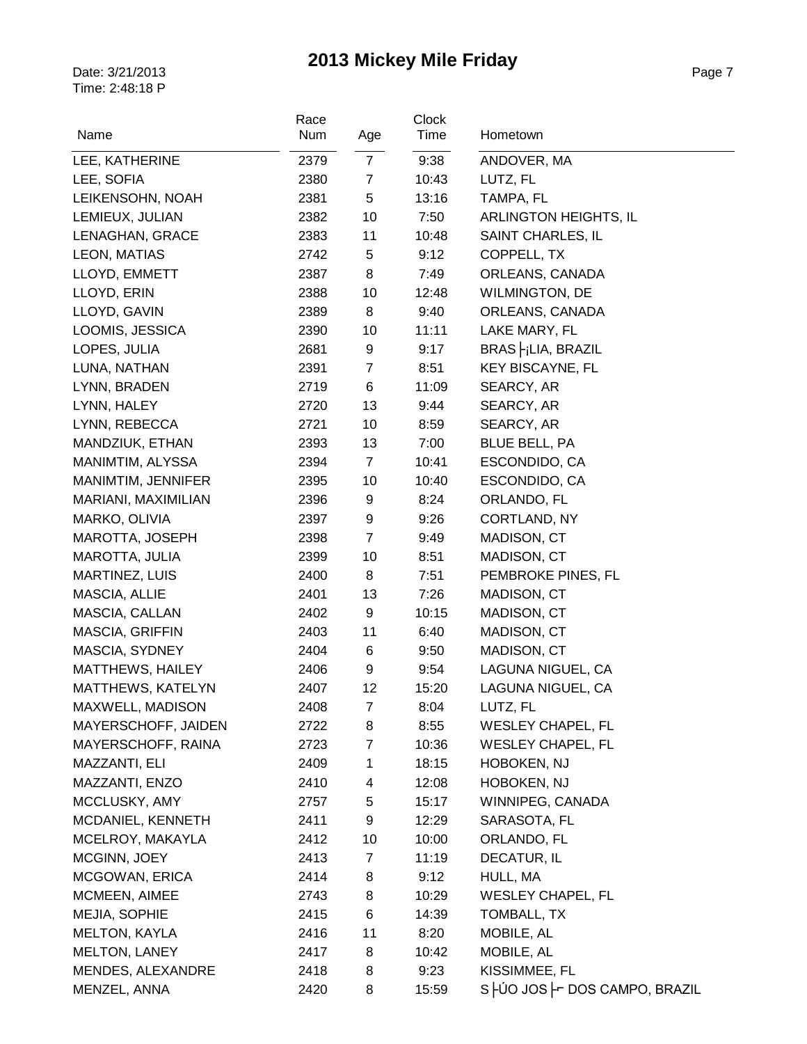# 2013 Mickey Mile Friday

Date: 3/21/2013
Time: 2:48:18 P

| Name | Race Num | Age | Clock Time | Hometown |
|---|---|---|---|---|
| LEE, KATHERINE | 2379 | 7 | 9:38 | ANDOVER, MA |
| LEE, SOFIA | 2380 | 7 | 10:43 | LUTZ, FL |
| LEIKENSOHN, NOAH | 2381 | 5 | 13:16 | TAMPA, FL |
| LEMIEUX, JULIAN | 2382 | 10 | 7:50 | ARLINGTON HEIGHTS, IL |
| LENAGHAN, GRACE | 2383 | 11 | 10:48 | SAINT CHARLES, IL |
| LEON, MATIAS | 2742 | 5 | 9:12 | COPPELL, TX |
| LLOYD, EMMETT | 2387 | 8 | 7:49 | ORLEANS, CANADA |
| LLOYD, ERIN | 2388 | 10 | 12:48 | WILMINGTON, DE |
| LLOYD, GAVIN | 2389 | 8 | 9:40 | ORLEANS, CANADA |
| LOOMIS, JESSICA | 2390 | 10 | 11:11 | LAKE MARY, FL |
| LOPES, JULIA | 2681 | 9 | 9:17 | BRAS├¡LIA, BRAZIL |
| LUNA, NATHAN | 2391 | 7 | 8:51 | KEY BISCAYNE, FL |
| LYNN, BRADEN | 2719 | 6 | 11:09 | SEARCY, AR |
| LYNN, HALEY | 2720 | 13 | 9:44 | SEARCY, AR |
| LYNN, REBECCA | 2721 | 10 | 8:59 | SEARCY, AR |
| MANDZIUK, ETHAN | 2393 | 13 | 7:00 | BLUE BELL, PA |
| MANIMTIM, ALYSSA | 2394 | 7 | 10:41 | ESCONDIDO, CA |
| MANIMTIM, JENNIFER | 2395 | 10 | 10:40 | ESCONDIDO, CA |
| MARIANI, MAXIMILIAN | 2396 | 9 | 8:24 | ORLANDO, FL |
| MARKO, OLIVIA | 2397 | 9 | 9:26 | CORTLAND, NY |
| MAROTTA, JOSEPH | 2398 | 7 | 9:49 | MADISON, CT |
| MAROTTA, JULIA | 2399 | 10 | 8:51 | MADISON, CT |
| MARTINEZ, LUIS | 2400 | 8 | 7:51 | PEMBROKE PINES, FL |
| MASCIA, ALLIE | 2401 | 13 | 7:26 | MADISON, CT |
| MASCIA, CALLAN | 2402 | 9 | 10:15 | MADISON, CT |
| MASCIA, GRIFFIN | 2403 | 11 | 6:40 | MADISON, CT |
| MASCIA, SYDNEY | 2404 | 6 | 9:50 | MADISON, CT |
| MATTHEWS, HAILEY | 2406 | 9 | 9:54 | LAGUNA NIGUEL, CA |
| MATTHEWS, KATELYN | 2407 | 12 | 15:20 | LAGUNA NIGUEL, CA |
| MAXWELL, MADISON | 2408 | 7 | 8:04 | LUTZ, FL |
| MAYERSCHOFF, JAIDEN | 2722 | 8 | 8:55 | WESLEY CHAPEL, FL |
| MAYERSCHOFF, RAINA | 2723 | 7 | 10:36 | WESLEY CHAPEL, FL |
| MAZZANTI, ELI | 2409 | 1 | 18:15 | HOBOKEN, NJ |
| MAZZANTI, ENZO | 2410 | 4 | 12:08 | HOBOKEN, NJ |
| MCCLUSKY, AMY | 2757 | 5 | 15:17 | WINNIPEG, CANADA |
| MCDANIEL, KENNETH | 2411 | 9 | 12:29 | SARASOTA, FL |
| MCELROY, MAKAYLA | 2412 | 10 | 10:00 | ORLANDO, FL |
| MCGINN, JOEY | 2413 | 7 | 11:19 | DECATUR, IL |
| MCGOWAN, ERICA | 2414 | 8 | 9:12 | HULL, MA |
| MCMEEN, AIMEE | 2743 | 8 | 10:29 | WESLEY CHAPEL, FL |
| MEJIA, SOPHIE | 2415 | 6 | 14:39 | TOMBALL, TX |
| MELTON, KAYLA | 2416 | 11 | 8:20 | MOBILE, AL |
| MELTON, LANEY | 2417 | 8 | 10:42 | MOBILE, AL |
| MENDES, ALEXANDRE | 2418 | 8 | 9:23 | KISSIMMEE, FL |
| MENZEL, ANNA | 2420 | 8 | 15:59 | S├ÚO JOS├⌐ DOS CAMPO, BRAZIL |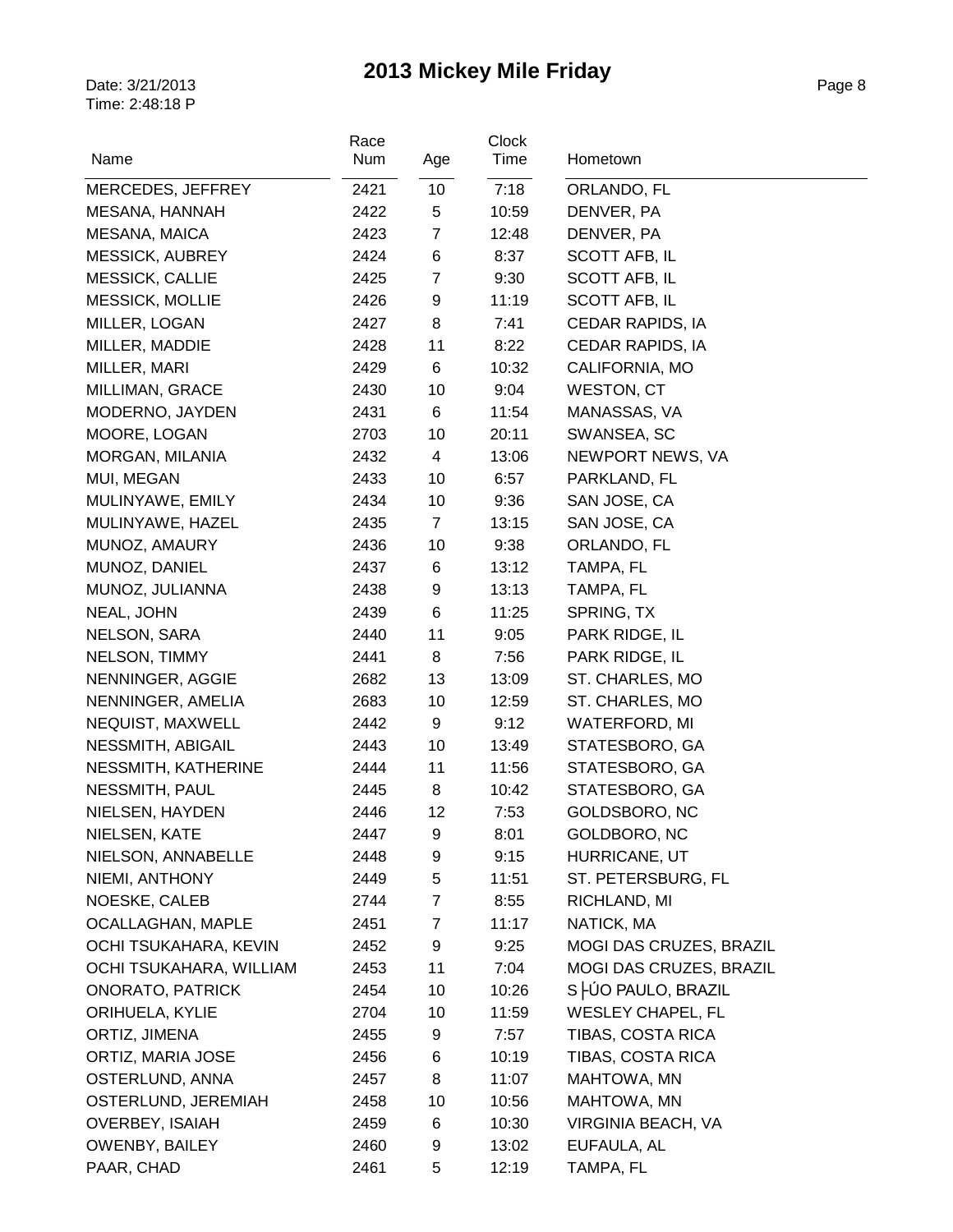# 2013 Mickey Mile Friday

Date: 3/21/2013
Time: 2:48:18 P

| Name | Race Num | Age | Clock Time | Hometown |
|---|---|---|---|---|
| MERCEDES, JEFFREY | 2421 | 10 | 7:18 | ORLANDO, FL |
| MESANA, HANNAH | 2422 | 5 | 10:59 | DENVER, PA |
| MESANA, MAICA | 2423 | 7 | 12:48 | DENVER, PA |
| MESSICK, AUBREY | 2424 | 6 | 8:37 | SCOTT AFB, IL |
| MESSICK, CALLIE | 2425 | 7 | 9:30 | SCOTT AFB, IL |
| MESSICK, MOLLIE | 2426 | 9 | 11:19 | SCOTT AFB, IL |
| MILLER, LOGAN | 2427 | 8 | 7:41 | CEDAR RAPIDS, IA |
| MILLER, MADDIE | 2428 | 11 | 8:22 | CEDAR RAPIDS, IA |
| MILLER, MARI | 2429 | 6 | 10:32 | CALIFORNIA, MO |
| MILLIMAN, GRACE | 2430 | 10 | 9:04 | WESTON, CT |
| MODERNO, JAYDEN | 2431 | 6 | 11:54 | MANASSAS, VA |
| MOORE, LOGAN | 2703 | 10 | 20:11 | SWANSEA, SC |
| MORGAN, MILANIA | 2432 | 4 | 13:06 | NEWPORT NEWS, VA |
| MUI, MEGAN | 2433 | 10 | 6:57 | PARKLAND, FL |
| MULINYAWE, EMILY | 2434 | 10 | 9:36 | SAN JOSE, CA |
| MULINYAWE, HAZEL | 2435 | 7 | 13:15 | SAN JOSE, CA |
| MUNOZ, AMAURY | 2436 | 10 | 9:38 | ORLANDO, FL |
| MUNOZ, DANIEL | 2437 | 6 | 13:12 | TAMPA, FL |
| MUNOZ, JULIANNA | 2438 | 9 | 13:13 | TAMPA, FL |
| NEAL, JOHN | 2439 | 6 | 11:25 | SPRING, TX |
| NELSON, SARA | 2440 | 11 | 9:05 | PARK RIDGE, IL |
| NELSON, TIMMY | 2441 | 8 | 7:56 | PARK RIDGE, IL |
| NENNINGER, AGGIE | 2682 | 13 | 13:09 | ST. CHARLES, MO |
| NENNINGER, AMELIA | 2683 | 10 | 12:59 | ST. CHARLES, MO |
| NEQUIST, MAXWELL | 2442 | 9 | 9:12 | WATERFORD, MI |
| NESSMITH, ABIGAIL | 2443 | 10 | 13:49 | STATESBORO, GA |
| NESSMITH, KATHERINE | 2444 | 11 | 11:56 | STATESBORO, GA |
| NESSMITH, PAUL | 2445 | 8 | 10:42 | STATESBORO, GA |
| NIELSEN, HAYDEN | 2446 | 12 | 7:53 | GOLDSBORO, NC |
| NIELSEN, KATE | 2447 | 9 | 8:01 | GOLDBORO, NC |
| NIELSON, ANNABELLE | 2448 | 9 | 9:15 | HURRICANE, UT |
| NIEMI, ANTHONY | 2449 | 5 | 11:51 | ST. PETERSBURG, FL |
| NOESKE, CALEB | 2744 | 7 | 8:55 | RICHLAND, MI |
| OCALLAGHAN, MAPLE | 2451 | 7 | 11:17 | NATICK, MA |
| OCHI TSUKAHARA, KEVIN | 2452 | 9 | 9:25 | MOGI DAS CRUZES, BRAZIL |
| OCHI TSUKAHARA, WILLIAM | 2453 | 11 | 7:04 | MOGI DAS CRUZES, BRAZIL |
| ONORATO, PATRICK | 2454 | 10 | 10:26 | S├ÚO PAULO, BRAZIL |
| ORIHUELA, KYLIE | 2704 | 10 | 11:59 | WESLEY CHAPEL, FL |
| ORTIZ, JIMENA | 2455 | 9 | 7:57 | TIBAS, COSTA RICA |
| ORTIZ, MARIA JOSE | 2456 | 6 | 10:19 | TIBAS, COSTA RICA |
| OSTERLUND, ANNA | 2457 | 8 | 11:07 | MAHTOWA, MN |
| OSTERLUND, JEREMIAH | 2458 | 10 | 10:56 | MAHTOWA, MN |
| OVERBEY, ISAIAH | 2459 | 6 | 10:30 | VIRGINIA BEACH, VA |
| OWENBY, BAILEY | 2460 | 9 | 13:02 | EUFAULA, AL |
| PAAR, CHAD | 2461 | 5 | 12:19 | TAMPA, FL |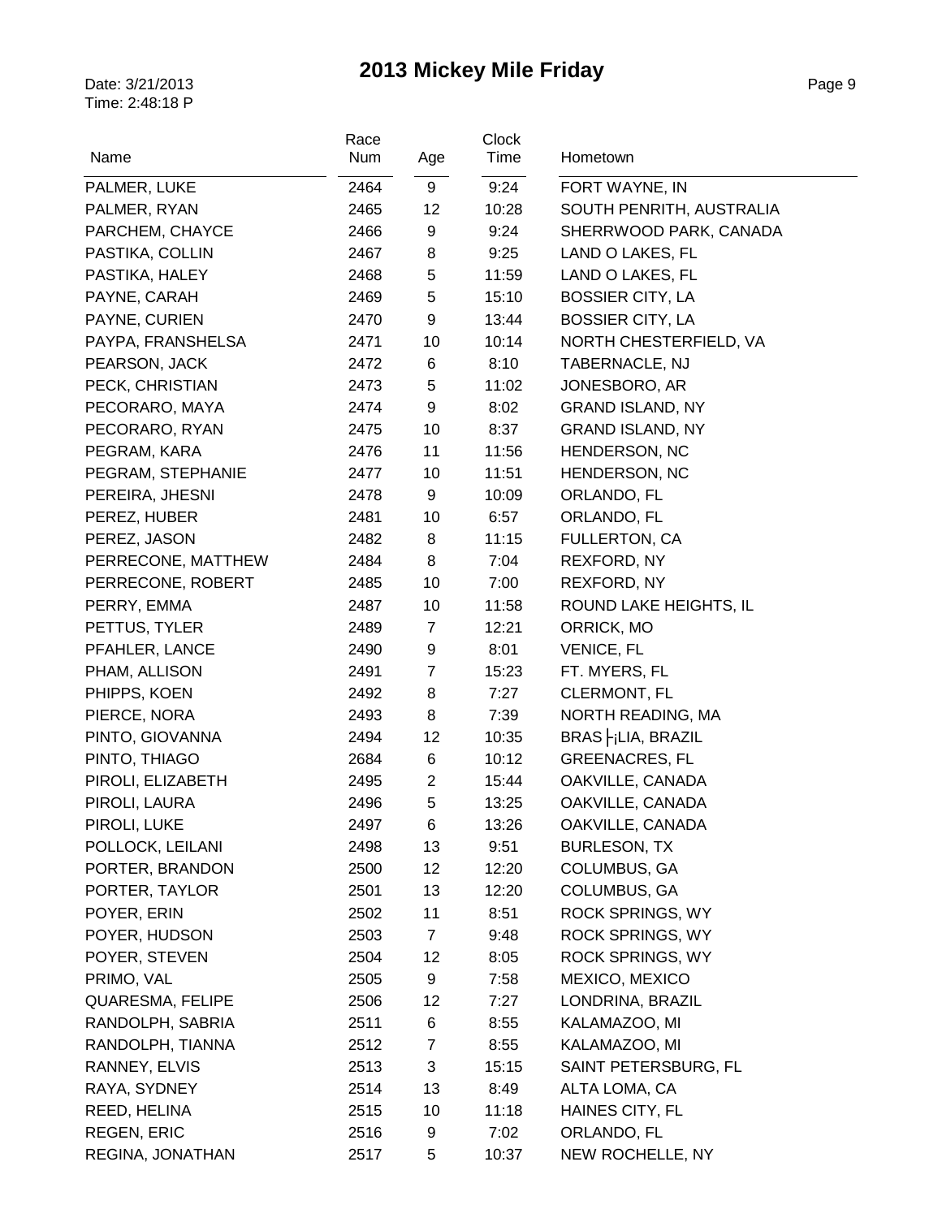# 2013 Mickey Mile Friday

Date: 3/21/2013
Time: 2:48:18 P

| Name | Race Num | Age | Clock Time | Hometown |
|---|---|---|---|---|
| PALMER, LUKE | 2464 | 9 | 9:24 | FORT WAYNE, IN |
| PALMER, RYAN | 2465 | 12 | 10:28 | SOUTH PENRITH, AUSTRALIA |
| PARCHEM, CHAYCE | 2466 | 9 | 9:24 | SHERRWOOD PARK, CANADA |
| PASTIKA, COLLIN | 2467 | 8 | 9:25 | LAND O LAKES, FL |
| PASTIKA, HALEY | 2468 | 5 | 11:59 | LAND O LAKES, FL |
| PAYNE, CARAH | 2469 | 5 | 15:10 | BOSSIER CITY, LA |
| PAYNE, CURIEN | 2470 | 9 | 13:44 | BOSSIER CITY, LA |
| PAYPA, FRANSHELSA | 2471 | 10 | 10:14 | NORTH CHESTERFIELD, VA |
| PEARSON, JACK | 2472 | 6 | 8:10 | TABERNACLE, NJ |
| PECK, CHRISTIAN | 2473 | 5 | 11:02 | JONESBORO, AR |
| PECORARO, MAYA | 2474 | 9 | 8:02 | GRAND ISLAND, NY |
| PECORARO, RYAN | 2475 | 10 | 8:37 | GRAND ISLAND, NY |
| PEGRAM, KARA | 2476 | 11 | 11:56 | HENDERSON, NC |
| PEGRAM, STEPHANIE | 2477 | 10 | 11:51 | HENDERSON, NC |
| PEREIRA, JHESNI | 2478 | 9 | 10:09 | ORLANDO, FL |
| PEREZ, HUBER | 2481 | 10 | 6:57 | ORLANDO, FL |
| PEREZ, JASON | 2482 | 8 | 11:15 | FULLERTON, CA |
| PERRECONE, MATTHEW | 2484 | 8 | 7:04 | REXFORD, NY |
| PERRECONE, ROBERT | 2485 | 10 | 7:00 | REXFORD, NY |
| PERRY, EMMA | 2487 | 10 | 11:58 | ROUND LAKE HEIGHTS, IL |
| PETTUS, TYLER | 2489 | 7 | 12:21 | ORRICK, MO |
| PFAHLER, LANCE | 2490 | 9 | 8:01 | VENICE, FL |
| PHAM, ALLISON | 2491 | 7 | 15:23 | FT. MYERS, FL |
| PHIPPS, KOEN | 2492 | 8 | 7:27 | CLERMONT, FL |
| PIERCE, NORA | 2493 | 8 | 7:39 | NORTH READING, MA |
| PINTO, GIOVANNA | 2494 | 12 | 10:35 | BRAS├¡LIA, BRAZIL |
| PINTO, THIAGO | 2684 | 6 | 10:12 | GREENACRES, FL |
| PIROLI, ELIZABETH | 2495 | 2 | 15:44 | OAKVILLE, CANADA |
| PIROLI, LAURA | 2496 | 5 | 13:25 | OAKVILLE, CANADA |
| PIROLI, LUKE | 2497 | 6 | 13:26 | OAKVILLE, CANADA |
| POLLOCK, LEILANI | 2498 | 13 | 9:51 | BURLESON, TX |
| PORTER, BRANDON | 2500 | 12 | 12:20 | COLUMBUS, GA |
| PORTER, TAYLOR | 2501 | 13 | 12:20 | COLUMBUS, GA |
| POYER, ERIN | 2502 | 11 | 8:51 | ROCK SPRINGS, WY |
| POYER, HUDSON | 2503 | 7 | 9:48 | ROCK SPRINGS, WY |
| POYER, STEVEN | 2504 | 12 | 8:05 | ROCK SPRINGS, WY |
| PRIMO, VAL | 2505 | 9 | 7:58 | MEXICO, MEXICO |
| QUARESMA, FELIPE | 2506 | 12 | 7:27 | LONDRINA, BRAZIL |
| RANDOLPH, SABRIA | 2511 | 6 | 8:55 | KALAMAZOO, MI |
| RANDOLPH, TIANNA | 2512 | 7 | 8:55 | KALAMAZOO, MI |
| RANNEY, ELVIS | 2513 | 3 | 15:15 | SAINT PETERSBURG, FL |
| RAYA, SYDNEY | 2514 | 13 | 8:49 | ALTA LOMA, CA |
| REED, HELINA | 2515 | 10 | 11:18 | HAINES CITY, FL |
| REGEN, ERIC | 2516 | 9 | 7:02 | ORLANDO, FL |
| REGINA, JONATHAN | 2517 | 5 | 10:37 | NEW ROCHELLE, NY |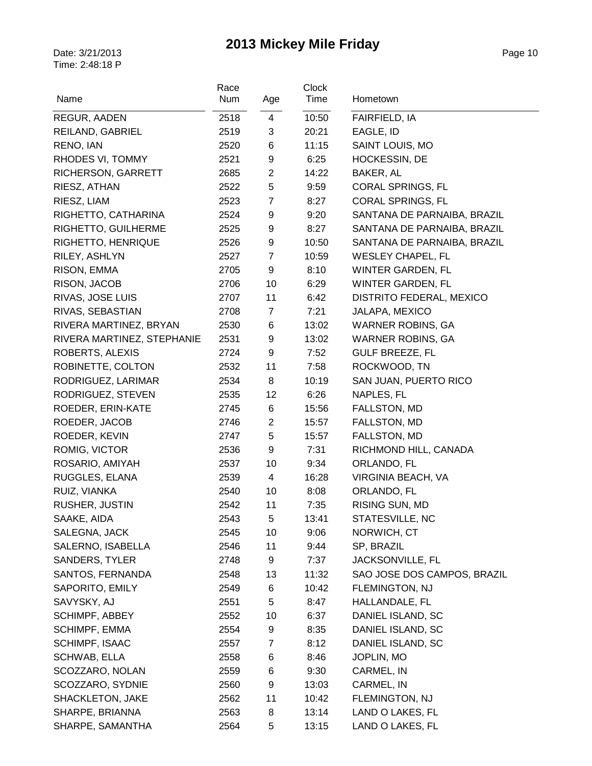# 2013 Mickey Mile Friday

Date: 3/21/2013
Time: 2:48:18 P

| Name | Race Num | Age | Clock Time | Hometown |
|---|---|---|---|---|
| REGUR, AADEN | 2518 | 4 | 10:50 | FAIRFIELD, IA |
| REILAND, GABRIEL | 2519 | 3 | 20:21 | EAGLE, ID |
| RENO, IAN | 2520 | 6 | 11:15 | SAINT LOUIS, MO |
| RHODES VI, TOMMY | 2521 | 9 | 6:25 | HOCKESSIN, DE |
| RICHERSON, GARRETT | 2685 | 2 | 14:22 | BAKER, AL |
| RIESZ, ATHAN | 2522 | 5 | 9:59 | CORAL SPRINGS, FL |
| RIESZ, LIAM | 2523 | 7 | 8:27 | CORAL SPRINGS, FL |
| RIGHETTO, CATHARINA | 2524 | 9 | 9:20 | SANTANA DE PARNAIBA, BRAZIL |
| RIGHETTO, GUILHERME | 2525 | 9 | 8:27 | SANTANA DE PARNAIBA, BRAZIL |
| RIGHETTO, HENRIQUE | 2526 | 9 | 10:50 | SANTANA DE PARNAIBA, BRAZIL |
| RILEY, ASHLYN | 2527 | 7 | 10:59 | WESLEY CHAPEL, FL |
| RISON, EMMA | 2705 | 9 | 8:10 | WINTER GARDEN, FL |
| RISON, JACOB | 2706 | 10 | 6:29 | WINTER GARDEN, FL |
| RIVAS, JOSE LUIS | 2707 | 11 | 6:42 | DISTRITO FEDERAL, MEXICO |
| RIVAS, SEBASTIAN | 2708 | 7 | 7:21 | JALAPA, MEXICO |
| RIVERA MARTINEZ, BRYAN | 2530 | 6 | 13:02 | WARNER ROBINS, GA |
| RIVERA MARTINEZ, STEPHANIE | 2531 | 9 | 13:02 | WARNER ROBINS, GA |
| ROBERTS, ALEXIS | 2724 | 9 | 7:52 | GULF BREEZE, FL |
| ROBINETTE, COLTON | 2532 | 11 | 7:58 | ROCKWOOD, TN |
| RODRIGUEZ, LARIMAR | 2534 | 8 | 10:19 | SAN JUAN, PUERTO RICO |
| RODRIGUEZ, STEVEN | 2535 | 12 | 6:26 | NAPLES, FL |
| ROEDER, ERIN-KATE | 2745 | 6 | 15:56 | FALLSTON, MD |
| ROEDER, JACOB | 2746 | 2 | 15:57 | FALLSTON, MD |
| ROEDER, KEVIN | 2747 | 5 | 15:57 | FALLSTON, MD |
| ROMIG, VICTOR | 2536 | 9 | 7:31 | RICHMOND HILL, CANADA |
| ROSARIO, AMIYAH | 2537 | 10 | 9:34 | ORLANDO, FL |
| RUGGLES, ELANA | 2539 | 4 | 16:28 | VIRGINIA BEACH, VA |
| RUIZ, VIANKA | 2540 | 10 | 8:08 | ORLANDO, FL |
| RUSHER, JUSTIN | 2542 | 11 | 7:35 | RISING SUN, MD |
| SAAKE, AIDA | 2543 | 5 | 13:41 | STATESVILLE, NC |
| SALEGNA, JACK | 2545 | 10 | 9:06 | NORWICH, CT |
| SALERNO, ISABELLA | 2546 | 11 | 9:44 | SP, BRAZIL |
| SANDERS, TYLER | 2748 | 9 | 7:37 | JACKSONVILLE, FL |
| SANTOS, FERNANDA | 2548 | 13 | 11:32 | SAO JOSE DOS CAMPOS, BRAZIL |
| SAPORITO, EMILY | 2549 | 6 | 10:42 | FLEMINGTON, NJ |
| SAVYSKY, AJ | 2551 | 5 | 8:47 | HALLANDALE, FL |
| SCHIMPF, ABBEY | 2552 | 10 | 6:37 | DANIEL ISLAND, SC |
| SCHIMPF, EMMA | 2554 | 9 | 8:35 | DANIEL ISLAND, SC |
| SCHIMPF, ISAAC | 2557 | 7 | 8:12 | DANIEL ISLAND, SC |
| SCHWAB, ELLA | 2558 | 6 | 8:46 | JOPLIN, MO |
| SCOZZARO, NOLAN | 2559 | 6 | 9:30 | CARMEL, IN |
| SCOZZARO, SYDNIE | 2560 | 9 | 13:03 | CARMEL, IN |
| SHACKLETON, JAKE | 2562 | 11 | 10:42 | FLEMINGTON, NJ |
| SHARPE, BRIANNA | 2563 | 8 | 13:14 | LAND O LAKES, FL |
| SHARPE, SAMANTHA | 2564 | 5 | 13:15 | LAND O LAKES, FL |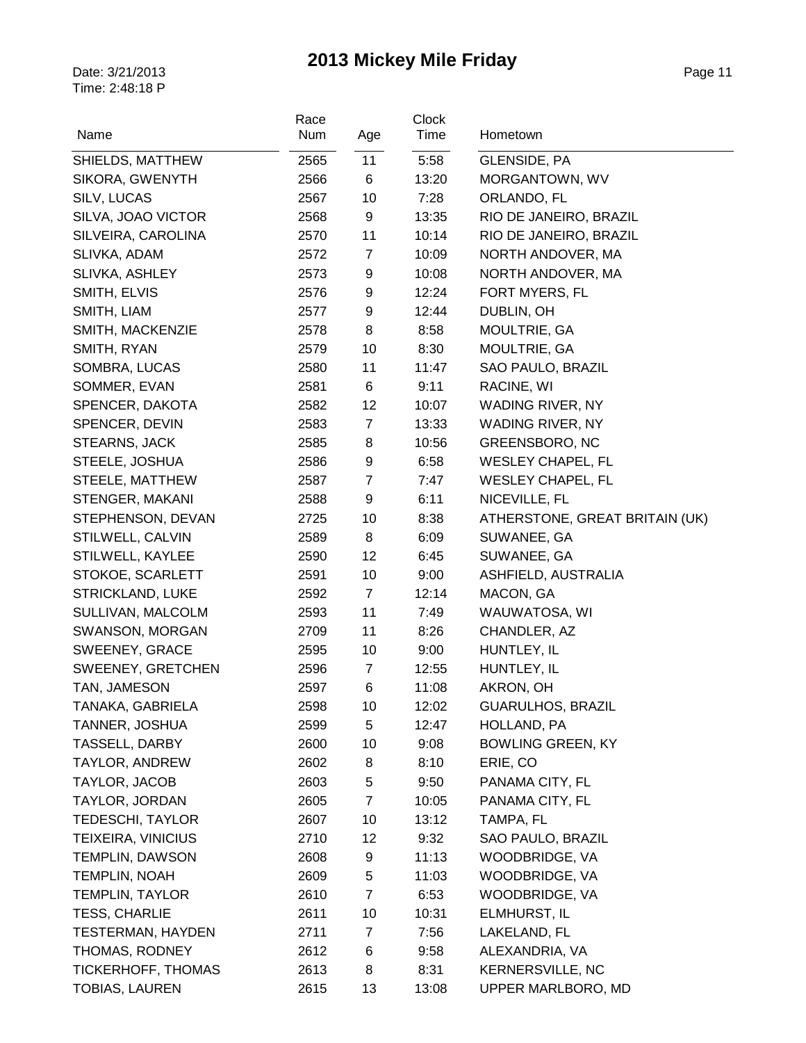# 2013 Mickey Mile Friday

Date: 3/21/2013
Time: 2:48:18 P

| Name | Race Num | Age | Clock Time | Hometown |
|---|---|---|---|---|
| SHIELDS, MATTHEW | 2565 | 11 | 5:58 | GLENSIDE, PA |
| SIKORA, GWENYTH | 2566 | 6 | 13:20 | MORGANTOWN, WV |
| SILV, LUCAS | 2567 | 10 | 7:28 | ORLANDO, FL |
| SILVA, JOAO VICTOR | 2568 | 9 | 13:35 | RIO DE JANEIRO, BRAZIL |
| SILVEIRA, CAROLINA | 2570 | 11 | 10:14 | RIO DE JANEIRO, BRAZIL |
| SLIVKA, ADAM | 2572 | 7 | 10:09 | NORTH ANDOVER, MA |
| SLIVKA, ASHLEY | 2573 | 9 | 10:08 | NORTH ANDOVER, MA |
| SMITH, ELVIS | 2576 | 9 | 12:24 | FORT MYERS, FL |
| SMITH, LIAM | 2577 | 9 | 12:44 | DUBLIN, OH |
| SMITH, MACKENZIE | 2578 | 8 | 8:58 | MOULTRIE, GA |
| SMITH, RYAN | 2579 | 10 | 8:30 | MOULTRIE, GA |
| SOMBRA, LUCAS | 2580 | 11 | 11:47 | SAO PAULO, BRAZIL |
| SOMMER, EVAN | 2581 | 6 | 9:11 | RACINE, WI |
| SPENCER, DAKOTA | 2582 | 12 | 10:07 | WADING RIVER, NY |
| SPENCER, DEVIN | 2583 | 7 | 13:33 | WADING RIVER, NY |
| STEARNS, JACK | 2585 | 8 | 10:56 | GREENSBORO, NC |
| STEELE, JOSHUA | 2586 | 9 | 6:58 | WESLEY CHAPEL, FL |
| STEELE, MATTHEW | 2587 | 7 | 7:47 | WESLEY CHAPEL, FL |
| STENGER, MAKANI | 2588 | 9 | 6:11 | NICEVILLE, FL |
| STEPHENSON, DEVAN | 2725 | 10 | 8:38 | ATHERSTONE, GREAT BRITAIN (UK) |
| STILWELL, CALVIN | 2589 | 8 | 6:09 | SUWANEE, GA |
| STILWELL, KAYLEE | 2590 | 12 | 6:45 | SUWANEE, GA |
| STOKOE, SCARLETT | 2591 | 10 | 9:00 | ASHFIELD, AUSTRALIA |
| STRICKLAND, LUKE | 2592 | 7 | 12:14 | MACON, GA |
| SULLIVAN, MALCOLM | 2593 | 11 | 7:49 | WAUWATOSA, WI |
| SWANSON, MORGAN | 2709 | 11 | 8:26 | CHANDLER, AZ |
| SWEENEY, GRACE | 2595 | 10 | 9:00 | HUNTLEY, IL |
| SWEENEY, GRETCHEN | 2596 | 7 | 12:55 | HUNTLEY, IL |
| TAN, JAMESON | 2597 | 6 | 11:08 | AKRON, OH |
| TANAKA, GABRIELA | 2598 | 10 | 12:02 | GUARULHOS, BRAZIL |
| TANNER, JOSHUA | 2599 | 5 | 12:47 | HOLLAND, PA |
| TASSELL, DARBY | 2600 | 10 | 9:08 | BOWLING GREEN, KY |
| TAYLOR, ANDREW | 2602 | 8 | 8:10 | ERIE, CO |
| TAYLOR, JACOB | 2603 | 5 | 9:50 | PANAMA CITY, FL |
| TAYLOR, JORDAN | 2605 | 7 | 10:05 | PANAMA CITY, FL |
| TEDESCHI, TAYLOR | 2607 | 10 | 13:12 | TAMPA, FL |
| TEIXEIRA, VINICIUS | 2710 | 12 | 9:32 | SAO PAULO, BRAZIL |
| TEMPLIN, DAWSON | 2608 | 9 | 11:13 | WOODBRIDGE, VA |
| TEMPLIN, NOAH | 2609 | 5 | 11:03 | WOODBRIDGE, VA |
| TEMPLIN, TAYLOR | 2610 | 7 | 6:53 | WOODBRIDGE, VA |
| TESS, CHARLIE | 2611 | 10 | 10:31 | ELMHURST, IL |
| TESTERMAN, HAYDEN | 2711 | 7 | 7:56 | LAKELAND, FL |
| THOMAS, RODNEY | 2612 | 6 | 9:58 | ALEXANDRIA, VA |
| TICKERHOFF, THOMAS | 2613 | 8 | 8:31 | KERNERSVILLE, NC |
| TOBIAS, LAUREN | 2615 | 13 | 13:08 | UPPER MARLBORO, MD |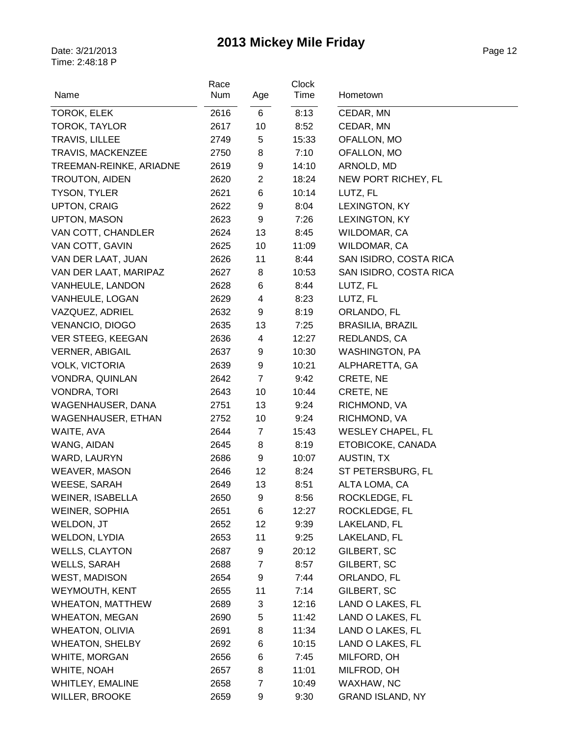# 2013 Mickey Mile Friday

Date: 3/21/2013
Time: 2:48:18 P

| Name | Race Num | Age | Clock Time | Hometown |
|---|---|---|---|---|
| TOROK, ELEK | 2616 | 6 | 8:13 | CEDAR, MN |
| TOROK, TAYLOR | 2617 | 10 | 8:52 | CEDAR, MN |
| TRAVIS, LILLEE | 2749 | 5 | 15:33 | OFALLON, MO |
| TRAVIS, MACKENZEE | 2750 | 8 | 7:10 | OFALLON, MO |
| TREEMAN-REINKE, ARIADNE | 2619 | 9 | 14:10 | ARNOLD, MD |
| TROUTON, AIDEN | 2620 | 2 | 18:24 | NEW PORT RICHEY, FL |
| TYSON, TYLER | 2621 | 6 | 10:14 | LUTZ, FL |
| UPTON, CRAIG | 2622 | 9 | 8:04 | LEXINGTON, KY |
| UPTON, MASON | 2623 | 9 | 7:26 | LEXINGTON, KY |
| VAN COTT, CHANDLER | 2624 | 13 | 8:45 | WILDOMAR, CA |
| VAN COTT, GAVIN | 2625 | 10 | 11:09 | WILDOMAR, CA |
| VAN DER LAAT, JUAN | 2626 | 11 | 8:44 | SAN ISIDRO, COSTA RICA |
| VAN DER LAAT, MARIPAZ | 2627 | 8 | 10:53 | SAN ISIDRO, COSTA RICA |
| VANHEULE, LANDON | 2628 | 6 | 8:44 | LUTZ, FL |
| VANHEULE, LOGAN | 2629 | 4 | 8:23 | LUTZ, FL |
| VAZQUEZ, ADRIEL | 2632 | 9 | 8:19 | ORLANDO, FL |
| VENANCIO, DIOGO | 2635 | 13 | 7:25 | BRASILIA, BRAZIL |
| VER STEEG, KEEGAN | 2636 | 4 | 12:27 | REDLANDS, CA |
| VERNER, ABIGAIL | 2637 | 9 | 10:30 | WASHINGTON, PA |
| VOLK, VICTORIA | 2639 | 9 | 10:21 | ALPHARETTA, GA |
| VONDRA, QUINLAN | 2642 | 7 | 9:42 | CRETE, NE |
| VONDRA, TORI | 2643 | 10 | 10:44 | CRETE, NE |
| WAGENHAUSER, DANA | 2751 | 13 | 9:24 | RICHMOND, VA |
| WAGENHAUSER, ETHAN | 2752 | 10 | 9:24 | RICHMOND, VA |
| WAITE, AVA | 2644 | 7 | 15:43 | WESLEY CHAPEL, FL |
| WANG, AIDAN | 2645 | 8 | 8:19 | ETOBICOKE, CANADA |
| WARD, LAURYN | 2686 | 9 | 10:07 | AUSTIN, TX |
| WEAVER, MASON | 2646 | 12 | 8:24 | ST PETERSBURG, FL |
| WEESE, SARAH | 2649 | 13 | 8:51 | ALTA LOMA, CA |
| WEINER, ISABELLA | 2650 | 9 | 8:56 | ROCKLEDGE, FL |
| WEINER, SOPHIA | 2651 | 6 | 12:27 | ROCKLEDGE, FL |
| WELDON, JT | 2652 | 12 | 9:39 | LAKELAND, FL |
| WELDON, LYDIA | 2653 | 11 | 9:25 | LAKELAND, FL |
| WELLS, CLAYTON | 2687 | 9 | 20:12 | GILBERT, SC |
| WELLS, SARAH | 2688 | 7 | 8:57 | GILBERT, SC |
| WEST, MADISON | 2654 | 9 | 7:44 | ORLANDO, FL |
| WEYMOUTH, KENT | 2655 | 11 | 7:14 | GILBERT, SC |
| WHEATON, MATTHEW | 2689 | 3 | 12:16 | LAND O LAKES, FL |
| WHEATON, MEGAN | 2690 | 5 | 11:42 | LAND O LAKES, FL |
| WHEATON, OLIVIA | 2691 | 8 | 11:34 | LAND O LAKES, FL |
| WHEATON, SHELBY | 2692 | 6 | 10:15 | LAND O LAKES, FL |
| WHITE, MORGAN | 2656 | 6 | 7:45 | MILFORD, OH |
| WHITE, NOAH | 2657 | 8 | 11:01 | MILFROD, OH |
| WHITLEY, EMALINE | 2658 | 7 | 10:49 | WAXHAW, NC |
| WILLER, BROOKE | 2659 | 9 | 9:30 | GRAND ISLAND, NY |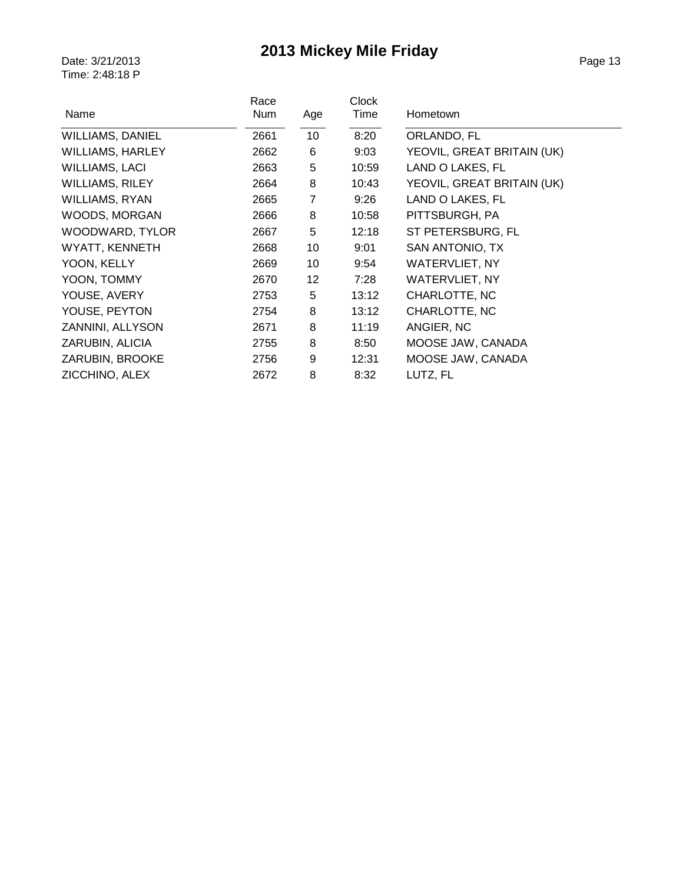# 2013 Mickey Mile Friday

Date: 3/21/2013
Time: 2:48:18 P

| Name | Race Num | Age | Clock Time | Hometown |
|---|---|---|---|---|
| WILLIAMS, DANIEL | 2661 | 10 | 8:20 | ORLANDO, FL |
| WILLIAMS, HARLEY | 2662 | 6 | 9:03 | YEOVIL, GREAT BRITAIN (UK) |
| WILLIAMS, LACI | 2663 | 5 | 10:59 | LAND O LAKES, FL |
| WILLIAMS, RILEY | 2664 | 8 | 10:43 | YEOVIL, GREAT BRITAIN (UK) |
| WILLIAMS, RYAN | 2665 | 7 | 9:26 | LAND O LAKES, FL |
| WOODS, MORGAN | 2666 | 8 | 10:58 | PITTSBURGH, PA |
| WOODWARD, TYLOR | 2667 | 5 | 12:18 | ST PETERSBURG, FL |
| WYATT, KENNETH | 2668 | 10 | 9:01 | SAN ANTONIO, TX |
| YOON, KELLY | 2669 | 10 | 9:54 | WATERVLIET, NY |
| YOON, TOMMY | 2670 | 12 | 7:28 | WATERVLIET, NY |
| YOUSE, AVERY | 2753 | 5 | 13:12 | CHARLOTTE, NC |
| YOUSE, PEYTON | 2754 | 8 | 13:12 | CHARLOTTE, NC |
| ZANNINI, ALLYSON | 2671 | 8 | 11:19 | ANGIER, NC |
| ZARUBIN, ALICIA | 2755 | 8 | 8:50 | MOOSE JAW, CANADA |
| ZARUBIN, BROOKE | 2756 | 9 | 12:31 | MOOSE JAW, CANADA |
| ZICCHINO, ALEX | 2672 | 8 | 8:32 | LUTZ, FL |